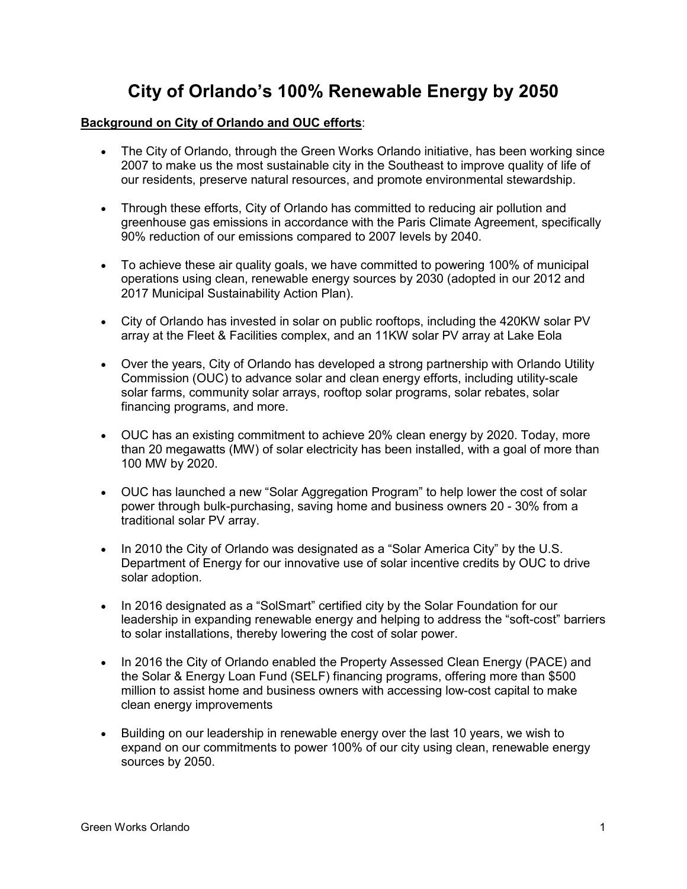# City of Orlando's 100% Renewable Energy by 2050

**<u>Background on City of Orlando and OUC efforts</u>**:

- The City of Orlando, through the Green Works Orlando initiative, has been working since 2007 to make us the most sustainable city in the Southeast to improve quality of life of our residents, preserve natural resources, and promote environmental stewardship.

- Through these efforts, City of Orlando has committed to reducing air pollution and greenhouse gas emissions in accordance with the Paris Climate Agreement, specifically 90% reduction of our emissions compared to 2007 levels by 2040.

- To achieve these air quality goals, we have committed to powering 100% of municipal operations using clean, renewable energy sources by 2030 (adopted in our 2012 and 2017 Municipal Sustainability Action Plan).

- City of Orlando has invested in solar on public rooftops, including the 420KW solar PV array at the Fleet & Facilities complex, and an 11KW solar PV array at Lake Eola

- Over the years, City of Orlando has developed a strong partnership with Orlando Utility Commission (OUC) to advance solar and clean energy efforts, including utility-scale solar farms, community solar arrays, rooftop solar programs, solar rebates, solar financing programs, and more.

- OUC has an existing commitment to achieve 20% clean energy by 2020. Today, more than 20 megawatts (MW) of solar electricity has been installed, with a goal of more than 100 MW by 2020.

- OUC has launched a new "Solar Aggregation Program" to help lower the cost of solar power through bulk-purchasing, saving home and business owners 20 - 30% from a traditional solar PV array.

- In 2010 the City of Orlando was designated as a "Solar America City" by the U.S. Department of Energy for our innovative use of solar incentive credits by OUC to drive solar adoption.

- In 2016 designated as a "SolSmart" certified city by the Solar Foundation for our leadership in expanding renewable energy and helping to address the "soft-cost" barriers to solar installations, thereby lowering the cost of solar power.

- In 2016 the City of Orlando enabled the Property Assessed Clean Energy (PACE) and the Solar & Energy Loan Fund (SELF) financing programs, offering more than $500 million to assist home and business owners with accessing low-cost capital to make clean energy improvements

- Building on our leadership in renewable energy over the last 10 years, we wish to expand on our commitments to power 100% of our city using clean, renewable energy sources by 2050.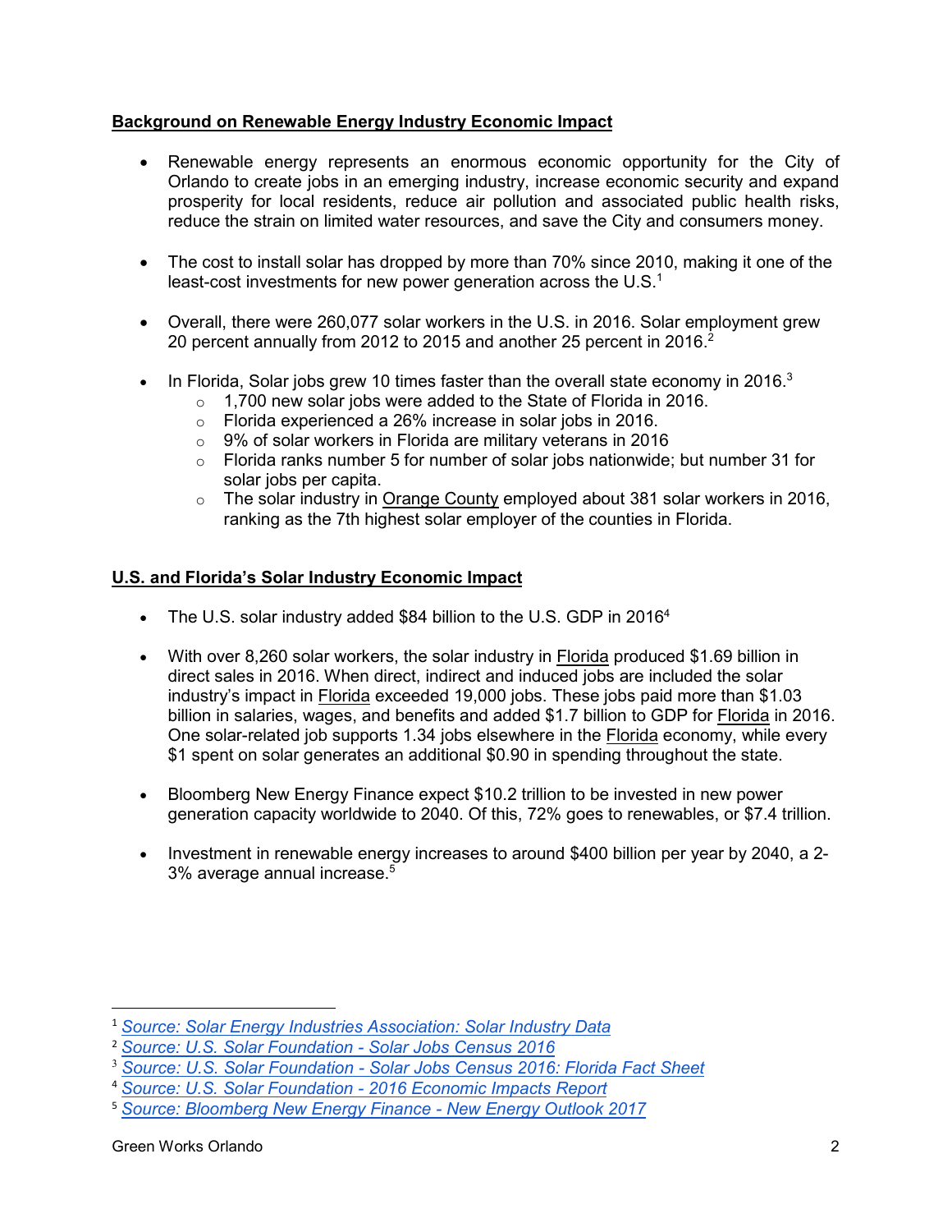## Background on Renewable Energy Industry Economic Impact

- Renewable energy represents an enormous economic opportunity for the City of Orlando to create jobs in an emerging industry, increase economic security and expand prosperity for local residents, reduce air pollution and associated public health risks, reduce the strain on limited water resources, and save the City and consumers money.

- The cost to install solar has dropped by more than 70% since 2010, making it one of the least-cost investments for new power generation across the U.S.[1]

- Overall, there were 260,077 solar workers in the U.S. in 2016. Solar employment grew 20 percent annually from 2012 to 2015 and another 25 percent in 2016.[2]

- In Florida, Solar jobs grew 10 times faster than the overall state economy in 2016.[3]
  - 1,700 new solar jobs were added to the State of Florida in 2016.
  - Florida experienced a 26% increase in solar jobs in 2016.
  - 9% of solar workers in Florida are military veterans in 2016
  - Florida ranks number 5 for number of solar jobs nationwide; but number 31 for solar jobs per capita.
  - The solar industry in Orange County employed about 381 solar workers in 2016, ranking as the 7th highest solar employer of the counties in Florida.

## U.S. and Florida's Solar Industry Economic Impact

- The U.S. solar industry added $84 billion to the U.S. GDP in 2016[4]

- With over 8,260 solar workers, the solar industry in Florida produced $1.69 billion in direct sales in 2016. When direct, indirect and induced jobs are included the solar industry's impact in Florida exceeded 19,000 jobs. These jobs paid more than $1.03 billion in salaries, wages, and benefits and added $1.7 billion to GDP for Florida in 2016. One solar-related job supports 1.34 jobs elsewhere in the Florida economy, while every $1 spent on solar generates an additional $0.90 in spending throughout the state.

- Bloomberg New Energy Finance expect $10.2 trillion to be invested in new power generation capacity worldwide to 2040. Of this, 72% goes to renewables, or $7.4 trillion.

- Investment in renewable energy increases to around $400 billion per year by 2040, a 2-3% average annual increase.[5]

---

[1] *Source: Solar Energy Industries Association: Solar Industry Data*

[2] *Source: U.S. Solar Foundation - Solar Jobs Census 2016*

[3] *Source: U.S. Solar Foundation - Solar Jobs Census 2016: Florida Fact Sheet*

[4] *Source: U.S. Solar Foundation - 2016 Economic Impacts Report*

[5] *Source: Bloomberg New Energy Finance - New Energy Outlook 2017*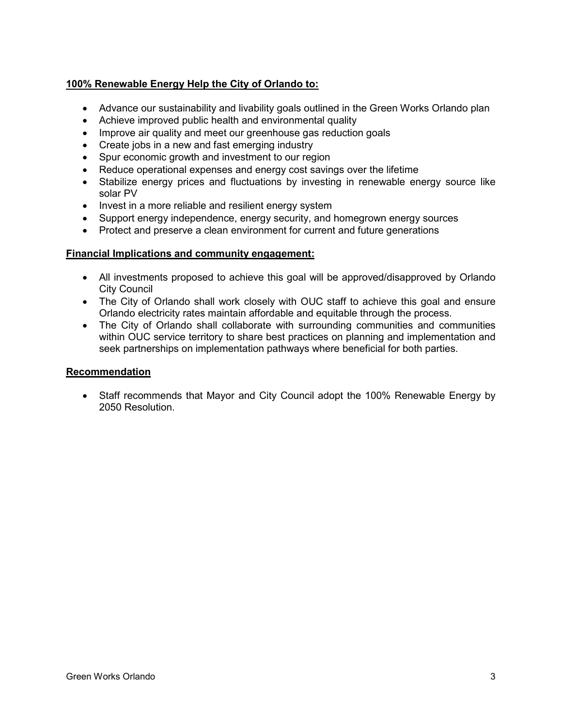**100% Renewable Energy Help the City of Orlando to:**

- Advance our sustainability and livability goals outlined in the Green Works Orlando plan
- Achieve improved public health and environmental quality
- Improve air quality and meet our greenhouse gas reduction goals
- Create jobs in a new and fast emerging industry
- Spur economic growth and investment to our region
- Reduce operational expenses and energy cost savings over the lifetime
- Stabilize energy prices and fluctuations by investing in renewable energy source like solar PV
- Invest in a more reliable and resilient energy system
- Support energy independence, energy security, and homegrown energy sources
- Protect and preserve a clean environment for current and future generations

**Financial Implications and community engagement:**

- All investments proposed to achieve this goal will be approved/disapproved by Orlando City Council
- The City of Orlando shall work closely with OUC staff to achieve this goal and ensure Orlando electricity rates maintain affordable and equitable through the process.
- The City of Orlando shall collaborate with surrounding communities and communities within OUC service territory to share best practices on planning and implementation and seek partnerships on implementation pathways where beneficial for both parties.

**Recommendation**

- Staff recommends that Mayor and City Council adopt the 100% Renewable Energy by 2050 Resolution.